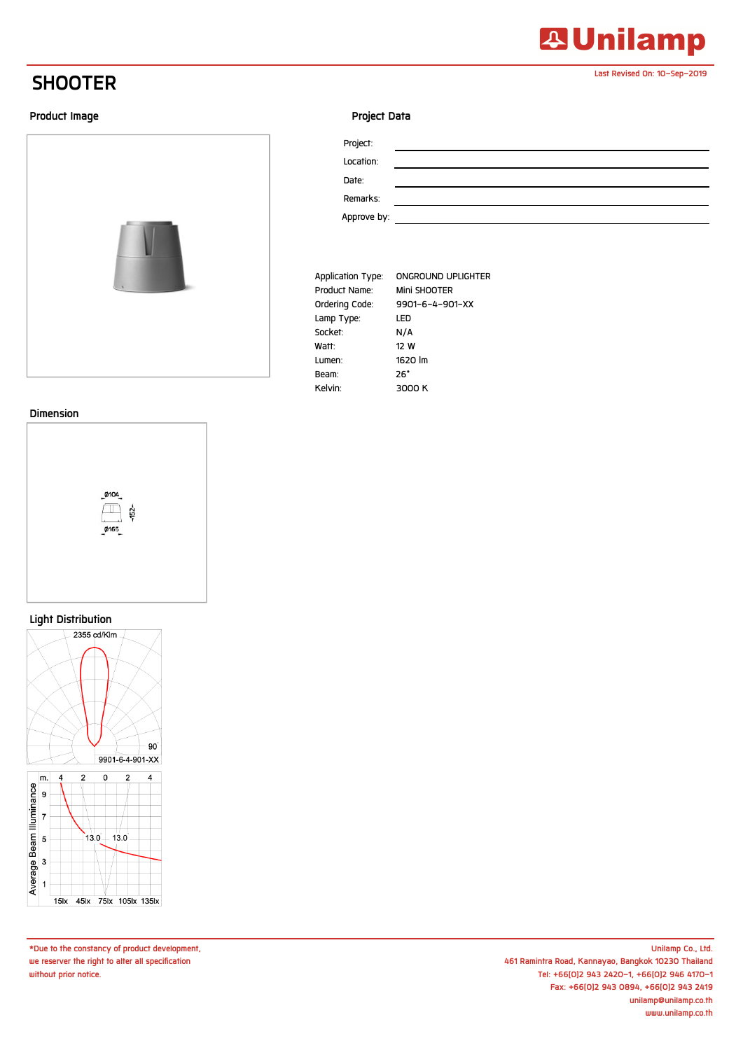Unilamp

Last Revised On: 10–Sep–2019

# SHOOTER

## Product Image

## Project Data

Project: ______________________

Location: ______________________

Date: ______________________

Remarks: ______________________

Approve by: ______________________

| | |
|---|---|
| Application Type: | ONGROUND UPLIGHTER |
| Product Name: | Mini SHOOTER |
| Ordering Code: | 9901–6–4–901–XX |
| Lamp Type: | LED |
| Socket: | N/A |
| Watt: | 12 W |
| Lumen: | 1620 lm |
| Beam: | 26° |
| Kelvin: | 3000 K |

## Dimension

Ø104

152

Ø165

## Light Distribution

2355 cd/Klm

90

9901-6-4-901-XX

Average Beam Illuminance

m. 4 2 0 2 4

9 7 5 3 1

13.0 13.0

15lx 45lx 75lx 105lx 135lx

*Due to the constancy of product development, we reserver the right to alter all specification without prior notice.

Unilamp Co., Ltd.
461 Ramintra Road, Kannayao, Bangkok 10230 Thailand
Tel: +66(0)2 943 2420–1, +66(0)2 946 4170–1
Fax: +66(0)2 943 0894, +66(0)2 943 2419
unilamp@unilamp.co.th
www.unilamp.co.th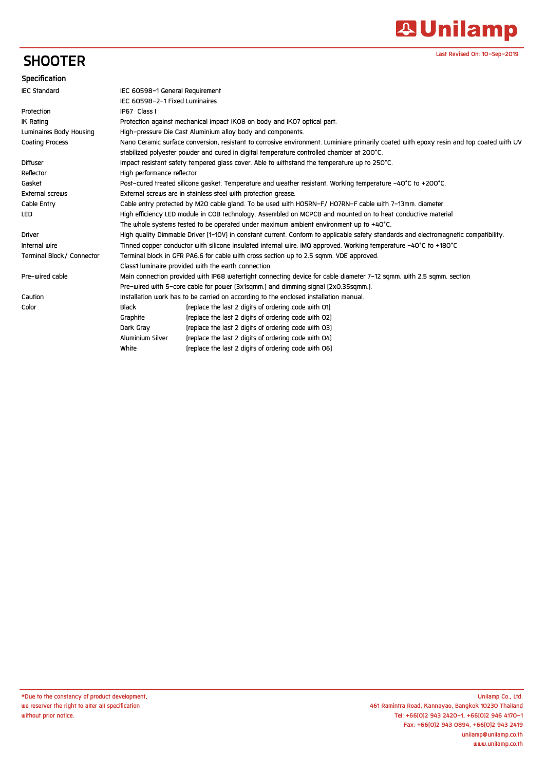# SHOOTER

Last Revised On: 10-Sep-2019

## Specification

| | |
|---|---|
| IEC Standard | IEC 60598-1 General Requirement<br>IEC 60598-2-1 Fixed Luminaires |
| Protection | IP67 Class I |
| IK Rating | Protection against mechanical impact IK08 on body and IK07 optical part. |
| Luminaires Body Housing | High-pressure Die Cast Aluminium alloy body and components. |
| Coating Process | Nano Ceramic surface conversion, resistant to corrosive environment. Luminiare primarily coated with epoxy resin and top coated with UV stabilized polyester powder and cured in digital temperature controlled chamber at 200°C. |
| Diffuser | Impact resistant safety tempered glass cover. Able to withstand the temperature up to 250°C. |
| Reflector | High performance reflector |
| Gasket | Post-cured treated silicone gasket. Temperature and weather resistant. Working temperature -40°C to +200°C. |
| External screws | External screws are in stainless steel with protection grease. |
| Cable Entry | Cable entry protected by M20 cable gland. To be used with H05RN-F/ H07RN-F cable with 7-13mm. diameter. |
| LED | High efficiency LED module in COB technology. Assembled on MCPCB and mounted on to heat conductive material<br>The whole systems tested to be operated under maximum ambient environment up to +40°C. |
| Driver | High quality Dimmable Driver (1-10V) in constant current. Conform to applicable safety standards and electromagnetic compatibility. |
| Internal wire | Tinned copper conductor with silicone insulated internal wire. IMQ approved. Working temperature -40°C to +180°C |
| Terminal Block/ Connector | Terminal block in GFR PA6.6 for cable with cross section up to 2.5 sqmm. VDE approved.<br>Class1 luminaire provided with the earth connection. |
| Pre-wired cable | Main connection provided with IP68 watertight connecting device for cable diameter 7-12 sqmm. with 2.5 sqmm. section<br>Pre-wired with 5-core cable for power (3x1sqmm.) and dimming signal (2x0.35sqmm.). |
| Caution | Installation work has to be carried on according to the enclosed installation manual. |
| Color | Black (replace the last 2 digits of ordering code with 01)<br>Graphite (replace the last 2 digits of ordering code with 02)<br>Dark Gray (replace the last 2 digits of ordering code with 03)<br>Aluminium Silver (replace the last 2 digits of ordering code with 04)<br>White (replace the last 2 digits of ordering code with 06) |

*Due to the constancy of product development, we reserver the right to alter all specification without prior notice.

Unilamp Co., Ltd.
461 Ramintra Road, Kannayao, Bangkok 10230 Thailand
Tel: +66(0)2 943 2420-1, +66(0)2 946 4170-1
Fax: +66(0)2 943 0894, +66(0)2 943 2419
unilamp@unilamp.co.th
www.unilamp.co.th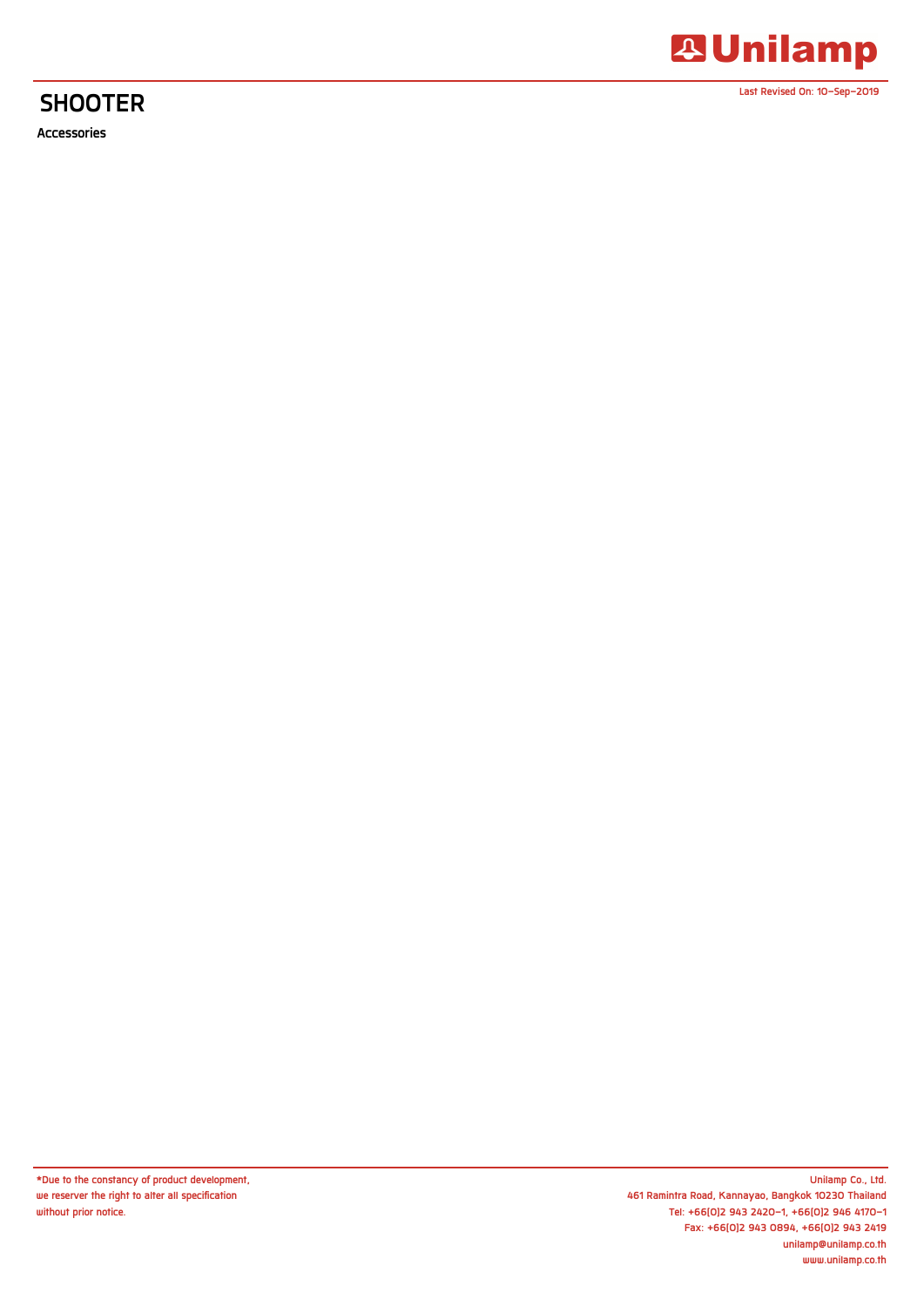# SHOOTER

Accessories

*Due to the constancy of product development,
we reserver the right to alter all specification
without prior notice.

Unilamp Co., Ltd.
461 Ramintra Road, Kannayao, Bangkok 10230 Thailand
Tel: +66(0)2 943 2420-1, +66(0)2 946 4170-1
Fax: +66(0)2 943 0894, +66(0)2 943 2419
unilamp@unilamp.co.th
www.unilamp.co.th